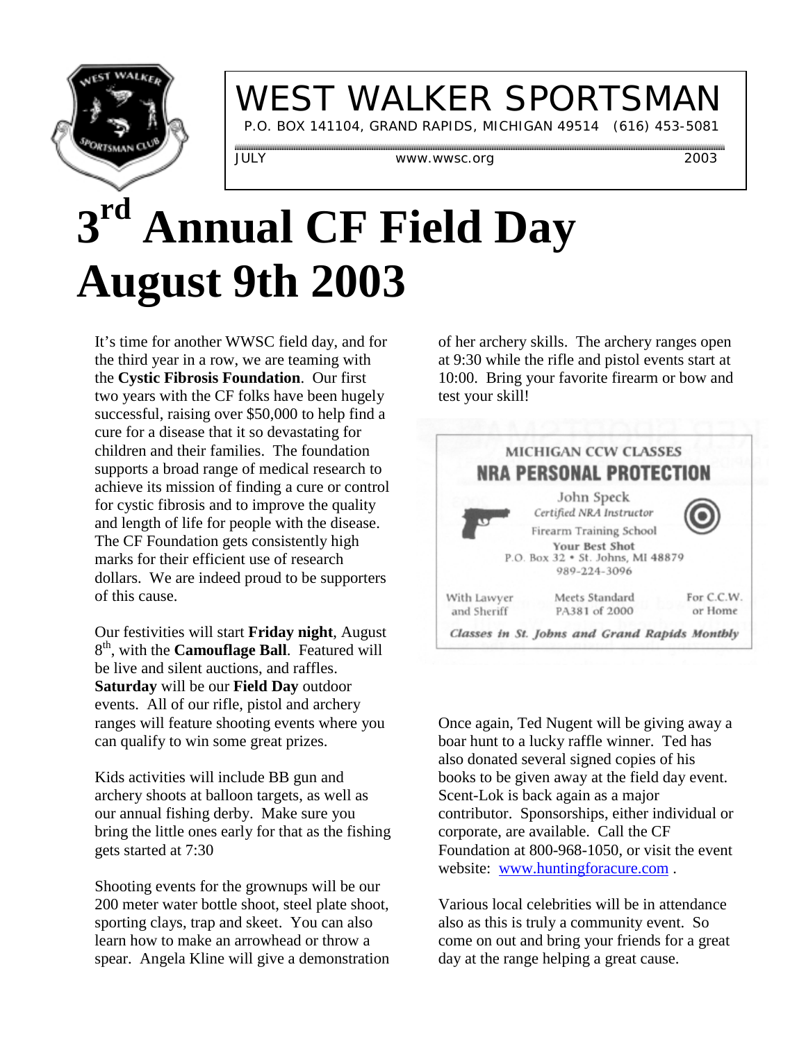# WEST WALKER SPORTSMAN

P.O. BOX 141104, GRAND RAPIDS, MICHIGAN 49514 (616) 453-5081

JULY www.wwsc.org 2003

# 3rd Annual CF Field Day August 9th 2003

It's time for another WWSC field day, and for the third year in a row, we are teaming with the **Cystic Fibrosis Foundation**. Our first two years with the CF folks have been hugely successful, raising over $50,000 to help find a cure for a disease that it so devastating for children and their families. The foundation supports a broad range of medical research to achieve its mission of finding a cure or control for cystic fibrosis and to improve the quality and length of life for people with the disease. The CF Foundation gets consistently high marks for their efficient use of research dollars. We are indeed proud to be supporters of this cause.

Our festivities will start **Friday night**, August 8th, with the **Camouflage Ball**. Featured will be live and silent auctions, and raffles. **Saturday** will be our **Field Day** outdoor events. All of our rifle, pistol and archery ranges will feature shooting events where you can qualify to win some great prizes.

Kids activities will include BB gun and archery shoots at balloon targets, as well as our annual fishing derby. Make sure you bring the little ones early for that as the fishing gets started at 7:30

Shooting events for the grownups will be our 200 meter water bottle shoot, steel plate shoot, sporting clays, trap and skeet. You can also learn how to make an arrowhead or throw a spear. Angela Kline will give a demonstration of her archery skills. The archery ranges open at 9:30 while the rifle and pistol events start at 10:00. Bring your favorite firearm or bow and test your skill!

MICHIGAN CCW CLASSES

**NRA PERSONAL PROTECTION**

John Speck
*Certified NRA Instructor*
Firearm Training School
**Your Best Shot**
P.O. Box 32 • St. Johns, MI 48879
989-224-3096

With Lawyer and Sheriff — Meets Standard PA381 of 2000 — For C.C.W. or Home

*Classes in St. Johns and Grand Rapids Monthly*

Once again, Ted Nugent will be giving away a boar hunt to a lucky raffle winner. Ted has also donated several signed copies of his books to be given away at the field day event. Scent-Lok is back again as a major contributor. Sponsorships, either individual or corporate, are available. Call the CF Foundation at 800-968-1050, or visit the event website: www.huntingforacure.com .

Various local celebrities will be in attendance also as this is truly a community event. So come on out and bring your friends for a great day at the range helping a great cause.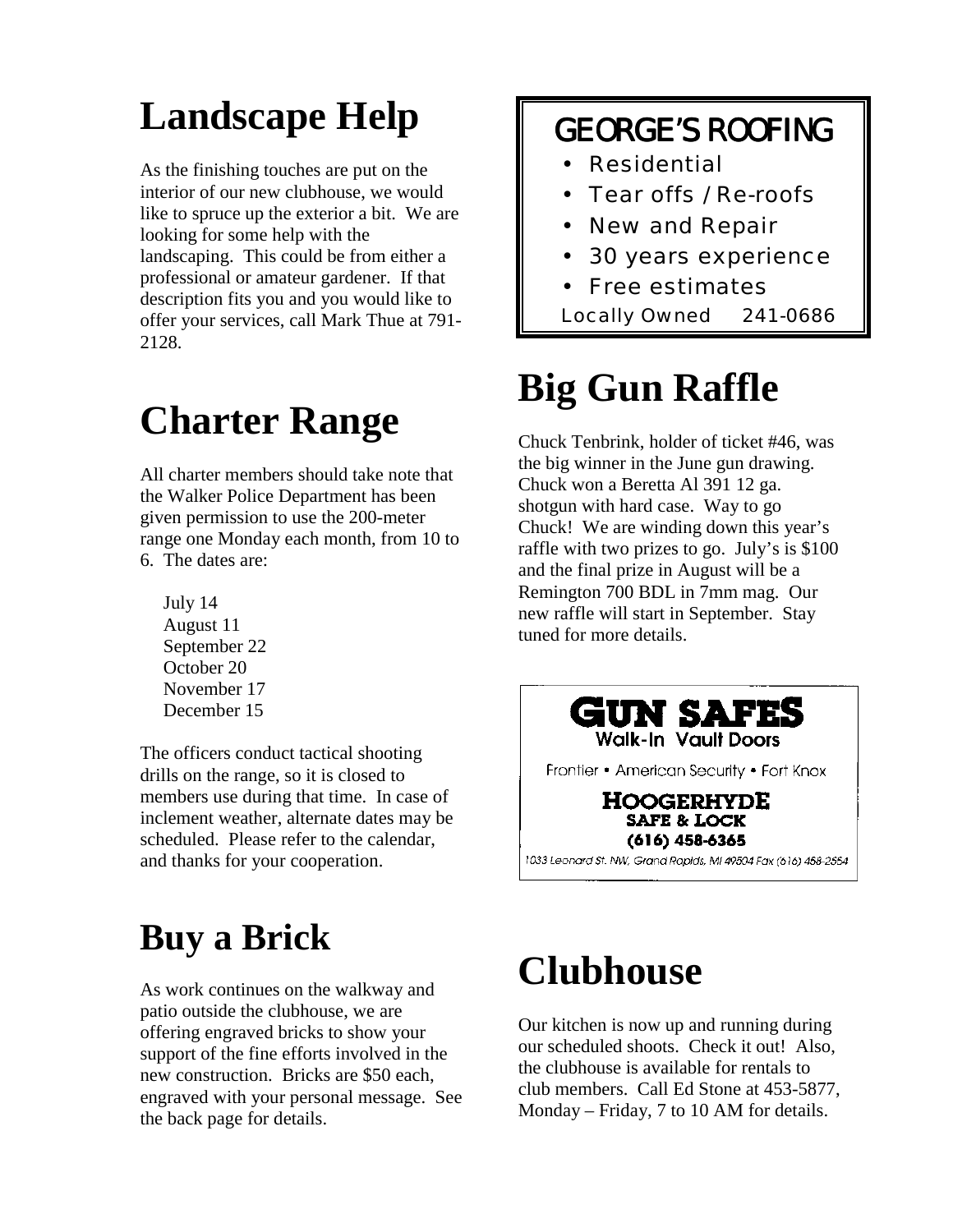# Landscape Help

As the finishing touches are put on the interior of our new clubhouse, we would like to spruce up the exterior a bit. We are looking for some help with the landscaping. This could be from either a professional or amateur gardener. If that description fits you and you would like to offer your services, call Mark Thue at 791-2128.

# Charter Range

All charter members should take note that the Walker Police Department has been given permission to use the 200-meter range one Monday each month, from 10 to 6. The dates are:

July 14
August 11
September 22
October 20
November 17
December 15

The officers conduct tactical shooting drills on the range, so it is closed to members use during that time. In case of inclement weather, alternate dates may be scheduled. Please refer to the calendar, and thanks for your cooperation.

# Buy a Brick

As work continues on the walkway and patio outside the clubhouse, we are offering engraved bricks to show your support of the fine efforts involved in the new construction. Bricks are $50 each, engraved with your personal message. See the back page for details.

## GEORGE'S ROOFING

- Residential
- Tear offs / Re-roofs
- New and Repair
- 30 years experience
- Free estimates

Locally Owned 241-0686

# Big Gun Raffle

Chuck Tenbrink, holder of ticket #46, was the big winner in the June gun drawing. Chuck won a Beretta Al 391 12 ga. shotgun with hard case. Way to go Chuck! We are winding down this year's raffle with two prizes to go. July's is $100 and the final prize in August will be a Remington 700 BDL in 7mm mag. Our new raffle will start in September. Stay tuned for more details.

**GUN SAFES**
Walk-In Vault Doors

Frontier • American Security • Fort Knox

**HOOGERHYDE SAFE & LOCK**
**(616) 458-6365**

1033 Leonard St. NW, Grand Rapids, MI 49504 Fax (616) 458-2554

# Clubhouse

Our kitchen is now up and running during our scheduled shoots. Check it out! Also, the clubhouse is available for rentals to club members. Call Ed Stone at 453-5877, Monday – Friday, 7 to 10 AM for details.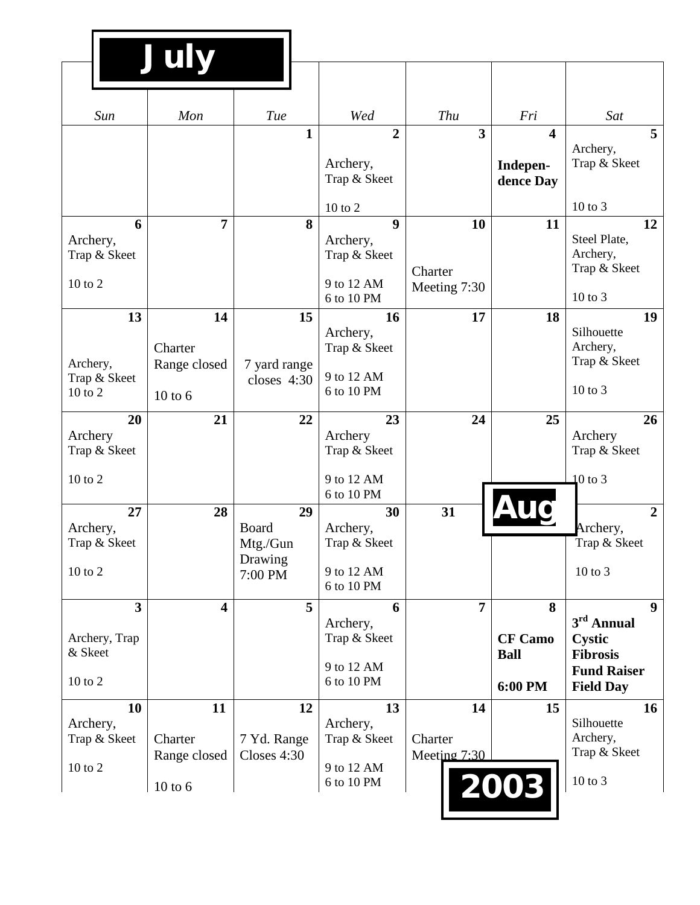# July

# 2003

| Sun | Mon | Tue | Wed | Thu | Fri | Sat |
|---|---|---|---|---|---|---|
| | | **1** | **2** Archery, Trap & Skeet 10 to 2 | **3** | **4** **Indepen-dence Day** | **5** Archery, Trap & Skeet 10 to 3 |
| **6** Archery, Trap & Skeet 10 to 2 | **7** | **8** | **9** Archery, Trap & Skeet 9 to 12 AM 6 to 10 PM | **10** Charter Meeting 7:30 | **11** | **12** Steel Plate, Archery, Trap & Skeet 10 to 3 |
| **13** Archery, Trap & Skeet 10 to 2 | **14** Charter Range closed 10 to 6 | **15** 7 yard range closes 4:30 | **16** Archery, Trap & Skeet 9 to 12 AM 6 to 10 PM | **17** | **18** | **19** Silhouette Archery, Trap & Skeet 10 to 3 |
| **20** Archery Trap & Skeet 10 to 2 | **21** | **22** | **23** Archery Trap & Skeet 9 to 12 AM 6 to 10 PM | **24** | **25** | **26** Archery Trap & Skeet 10 to 3 |
| **27** Archery, Trap & Skeet 10 to 2 | **28** | **29** Board Mtg./Gun Drawing 7:00 PM | **30** Archery, Trap & Skeet 9 to 12 AM 6 to 10 PM | **31** | **Aug** | **2** Archery, Trap & Skeet 10 to 3 |
| **3** Archery, Trap & Skeet 10 to 2 | **4** | **5** | **6** Archery, Trap & Skeet 9 to 12 AM 6 to 10 PM | **7** | **8** **CF Camo Ball** **6:00 PM** | **9** **3rd Annual Cystic Fibrosis Fund Raiser Field Day** |
| **10** Archery, Trap & Skeet 10 to 2 | **11** Charter Range closed 10 to 6 | **12** 7 Yd. Range Closes 4:30 | **13** Archery, Trap & Skeet 9 to 12 AM 6 to 10 PM | **14** Charter Meeting 7:30 | **15** | **16** Silhouette Archery, Trap & Skeet 10 to 3 |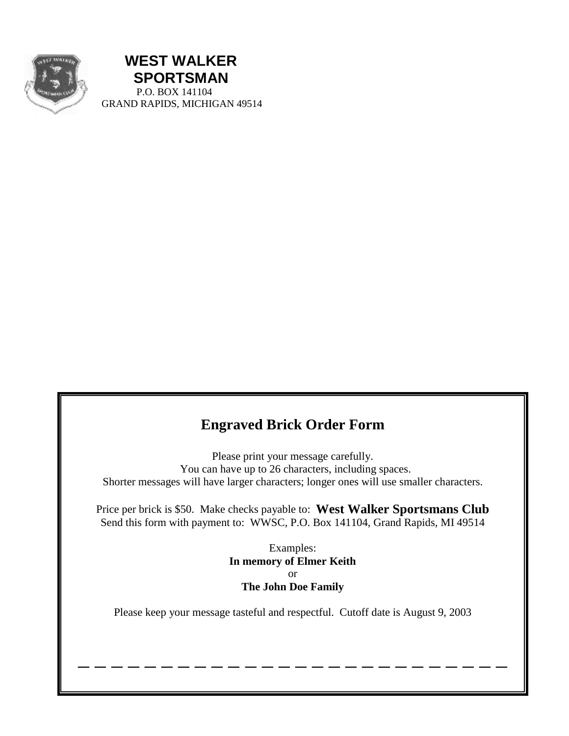**WEST WALKER SPORTSMAN**

P.O. BOX 141104
GRAND RAPIDS, MICHIGAN 49514

## Engraved Brick Order Form

Please print your message carefully.
You can have up to 26 characters, including spaces.
Shorter messages will have larger characters; longer ones will use smaller characters.

Price per brick is $50. Make checks payable to: **West Walker Sportsmans Club**
Send this form with payment to: WWSC, P.O. Box 141104, Grand Rapids, MI 49514

Examples:
**In memory of Elmer Keith**
or
**The John Doe Family**

Please keep your message tasteful and respectful. Cutoff date is August 9, 2003

_ _ _ _ _ _ _ _ _ _ _ _ _ _ _ _ _ _ _ _ _ _ _ _ _ _